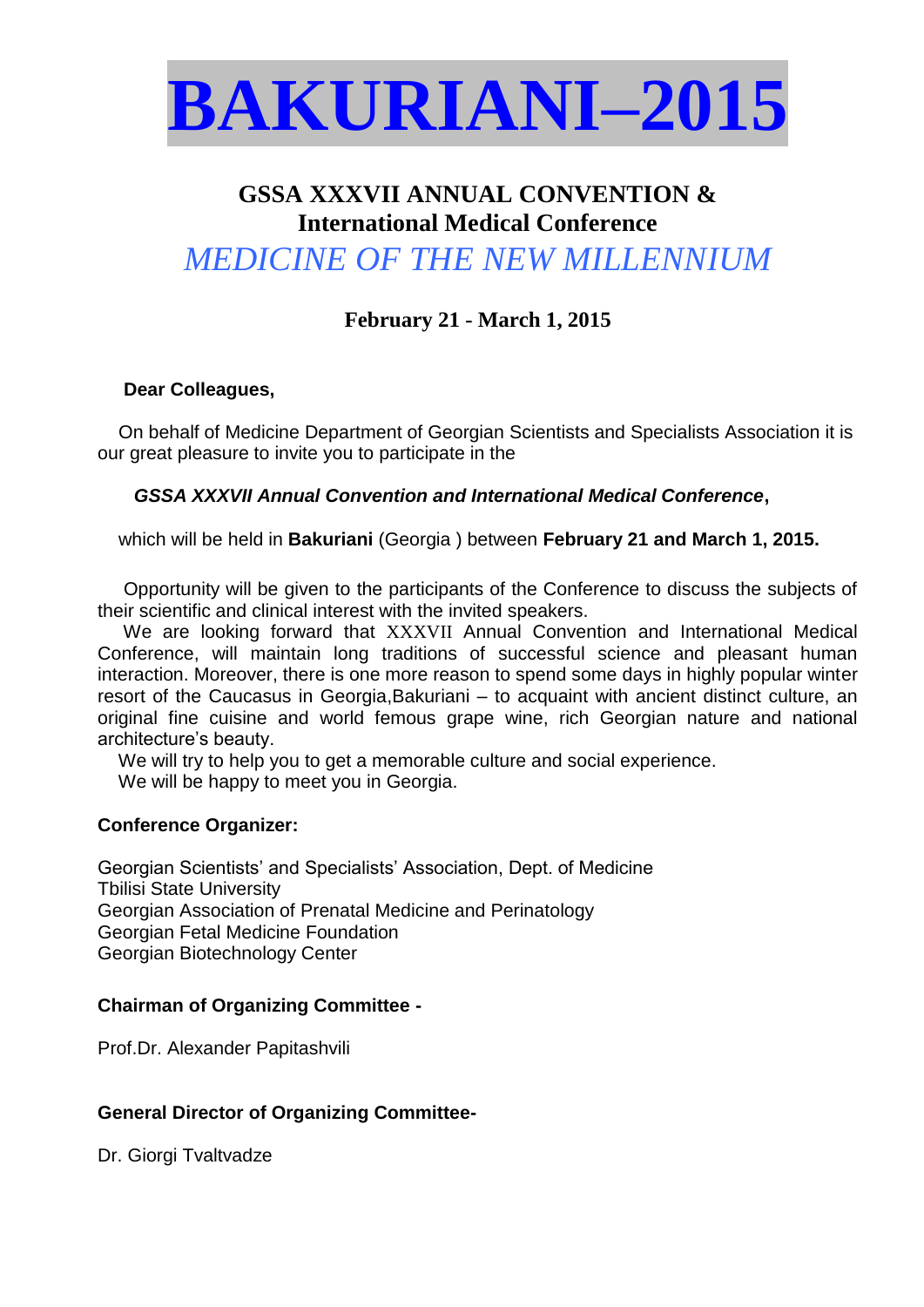# BAKURIANI–2015

## GSSA XXXVII ANNUAL CONVENTION & International Medical Conference

## *MEDICINE OF THE NEW MILLENNIUM*

### February 21 - March 1, 2015

**Dear Colleagues,**

On behalf of Medicine Department of Georgian Scientists and Specialists Association it is our great pleasure to invite you to participate in the

***GSSA XXXVII Annual Convention and International Medical Conference*,**

which will be held in **Bakuriani** (Georgia ) between **February 21 and March 1, 2015.**

Opportunity will be given to the participants of the Conference to discuss the subjects of their scientific and clinical interest with the invited speakers.

We are looking forward that XXXVII Annual Convention and International Medical Conference, will maintain long traditions of successful science and pleasant human interaction. Moreover, there is one more reason to spend some days in highly popular winter resort of the Caucasus in Georgia,Bakuriani – to acquaint with ancient distinct culture, an original fine cuisine and world femous grape wine, rich Georgian nature and national architecture's beauty.

We will try to help you to get a memorable culture and social experience.

We will be happy to meet you in Georgia.

**Conference Organizer:**

Georgian Scientists' and Specialists' Association, Dept. of Medicine
Tbilisi State University
Georgian Association of Prenatal Medicine and Perinatology
Georgian Fetal Medicine Foundation
Georgian Biotechnology Center

**Chairman of Organizing Committee -**

Prof.Dr. Alexander Papitashvili

**General Director of Organizing Committee-**

Dr. Giorgi Tvaltvadze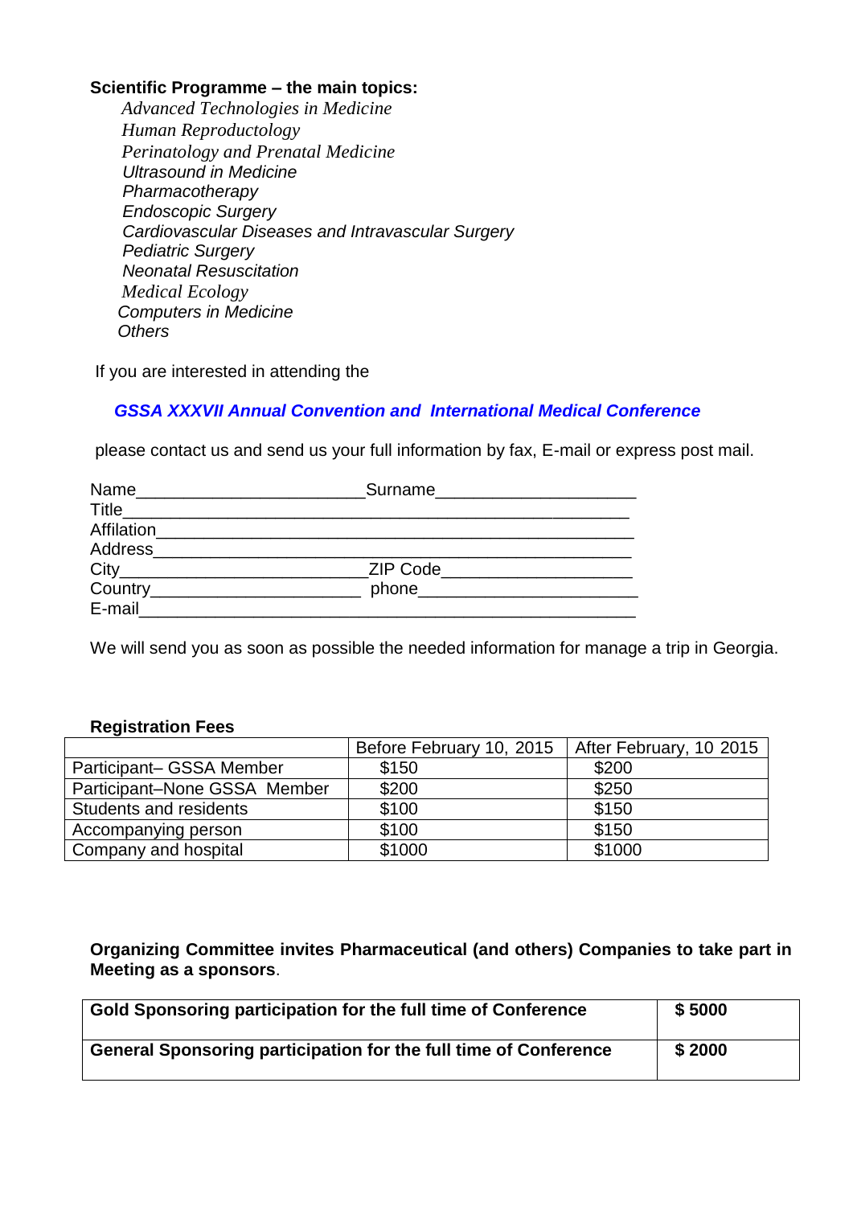**Scientific Programme – the main topics:**

*Advanced Technologies in Medicine*
*Human Reproductology*
*Perinatology and Prenatal Medicine*
*Ultrasound in Medicine*
*Pharmacotherapy*
*Endoscopic Surgery*
*Cardiovascular Diseases and Intravascular Surgery*
*Pediatric Surgery*
*Neonatal Resuscitation*
*Medical Ecology*
*Computers in Medicine*
*Others*

If you are interested in attending the

***GSSA XXXVII Annual Convention and International Medical Conference***

please contact us and send us your full information by fax, E-mail or express post mail.

Name________________________Surname_____________________
Title_____________________________________________________
Affilation_________________________________________________
Address__________________________________________________
City_________________________ZIP Code____________________
Country______________________ phone______________________
E-mail____________________________________________________

We will send you as soon as possible the needed information for manage a trip in Georgia.

**Registration Fees**

| | Before February 10, 2015 | After February, 10 2015 |
|---|---|---|
| Participant– GSSA Member | $150 | $200 |
| Participant–None GSSA Member | $200 | $250 |
| Students and residents | $100 | $150 |
| Accompanying person | $100 | $150 |
| Company and hospital | $1000 | $1000 |

**Organizing Committee invites Pharmaceutical (and others) Companies to take part in Meeting as a sponsors**.

| | |
|---|---|
| **Gold Sponsoring participation for the full time of Conference** | **$ 5000** |
| **General Sponsoring participation for the full time of Conference** | **$ 2000** |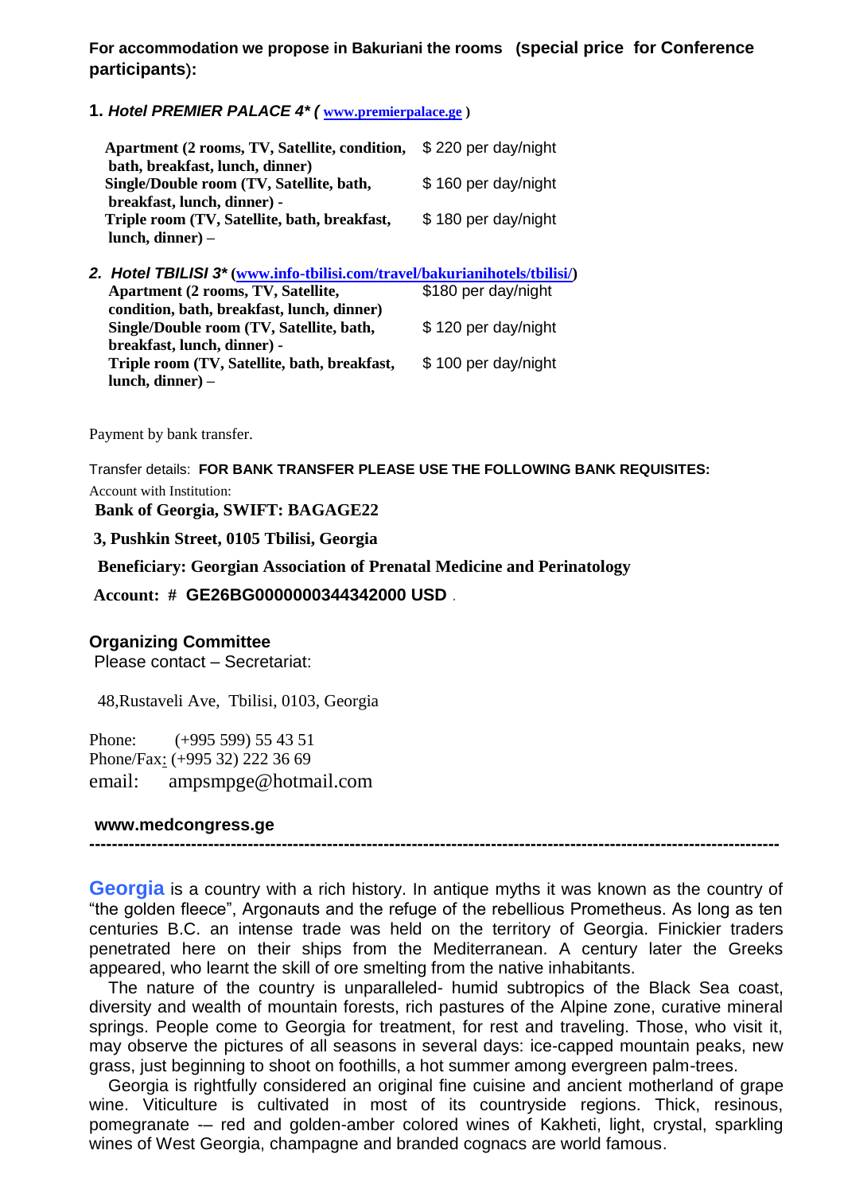**For accommodation we propose in Bakuriani the rooms (special price for Conference participants):**

**1.** ***Hotel PREMIER PALACE 4\* (*** **www.premierpalace.ge )**

| | |
|---|---|
| **Apartment (2 rooms, TV, Satellite, condition, bath, breakfast, lunch, dinner)** | $ 220 per day/night |
| **Single/Double room (TV, Satellite, bath, breakfast, lunch, dinner) -** | $ 160 per day/night |
| **Triple room (TV, Satellite, bath, breakfast, lunch, dinner) –** | $ 180 per day/night |

***2. Hotel TBILISI 3\**** **(www.info-tbilisi.com/travel/bakurianihotels/tbilisi/)**

| | |
|---|---|
| **Apartment (2 rooms, TV, Satellite, condition, bath, breakfast, lunch, dinner)** | $180 per day/night |
| **Single/Double room (TV, Satellite, bath, breakfast, lunch, dinner) -** | $ 120 per day/night |
| **Triple room (TV, Satellite, bath, breakfast, lunch, dinner) –** | $ 100 per day/night |

Payment by bank transfer.

Transfer details: **FOR BANK TRANSFER PLEASE USE THE FOLLOWING BANK REQUISITES:**

Account with Institution:

**Bank of Georgia, SWIFT: BAGAGE22**

**3, Pushkin Street, 0105 Tbilisi, Georgia**

**Beneficiary: Georgian Association of Prenatal Medicine and Perinatology**

**Account: # GE26BG0000000344342000 USD** .

### Organizing Committee

Please contact – Secretariat:

48,Rustaveli Ave, Tbilisi, 0103, Georgia

Phone: (+995 599) 55 43 51
Phone/Fax: (+995 32) 222 36 69
email: ampsmpge@hotmail.com

**www.medcongress.ge**

---

**Georgia** is a country with a rich history. In antique myths it was known as the country of "the golden fleece", Argonauts and the refuge of the rebellious Prometheus. As long as ten centuries B.C. an intense trade was held on the territory of Georgia. Finickier traders penetrated here on their ships from the Mediterranean. A century later the Greeks appeared, who learnt the skill of ore smelting from the native inhabitants.

The nature of the country is unparalleled- humid subtropics of the Black Sea coast, diversity and wealth of mountain forests, rich pastures of the Alpine zone, curative mineral springs. People come to Georgia for treatment, for rest and traveling. Those, who visit it, may observe the pictures of all seasons in several days: ice-capped mountain peaks, new grass, just beginning to shoot on foothills, a hot summer among evergreen palm-trees.

Georgia is rightfully considered an original fine cuisine and ancient motherland of grape wine. Viticulture is cultivated in most of its countryside regions. Thick, resinous, pomegranate -– red and golden-amber colored wines of Kakheti, light, crystal, sparkling wines of West Georgia, champagne and branded cognacs are world famous.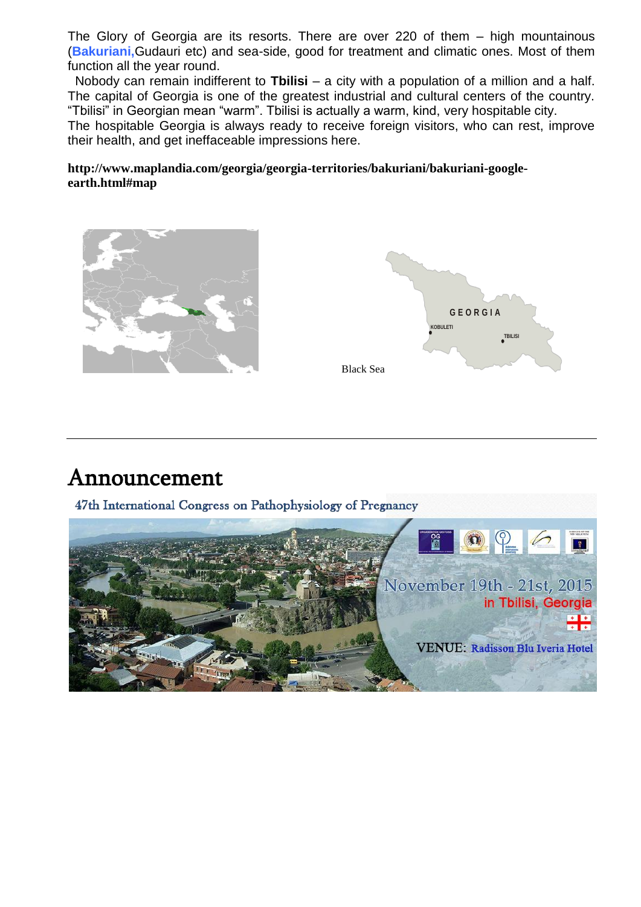The Glory of Georgia are its resorts. There are over 220 of them – high mountainous (**Bakuriani,**Gudauri etc) and sea-side, good for treatment and climatic ones. Most of them function all the year round.

Nobody can remain indifferent to **Tbilisi** – a city with a population of a million and a half. The capital of Georgia is one of the greatest industrial and cultural centers of the country. “Tbilisi” in Georgian mean “warm”. Tbilisi is actually a warm, kind, very hospitable city.

The hospitable Georgia is always ready to receive foreign visitors, who can rest, improve their health, and get ineffaceable impressions here.

**http://www.maplandia.com/georgia/georgia-territories/bakuriani/bakuriani-google-earth.html#map**

GEORGIA

KOBULETI

TBILISI

Black Sea

# Announcement

47th International Congress on Pathophysiology of Pregnancy

November 19th - 21st, 2015

in Tbilisi, Georgia

VENUE: Radisson Blu Iveria Hotel